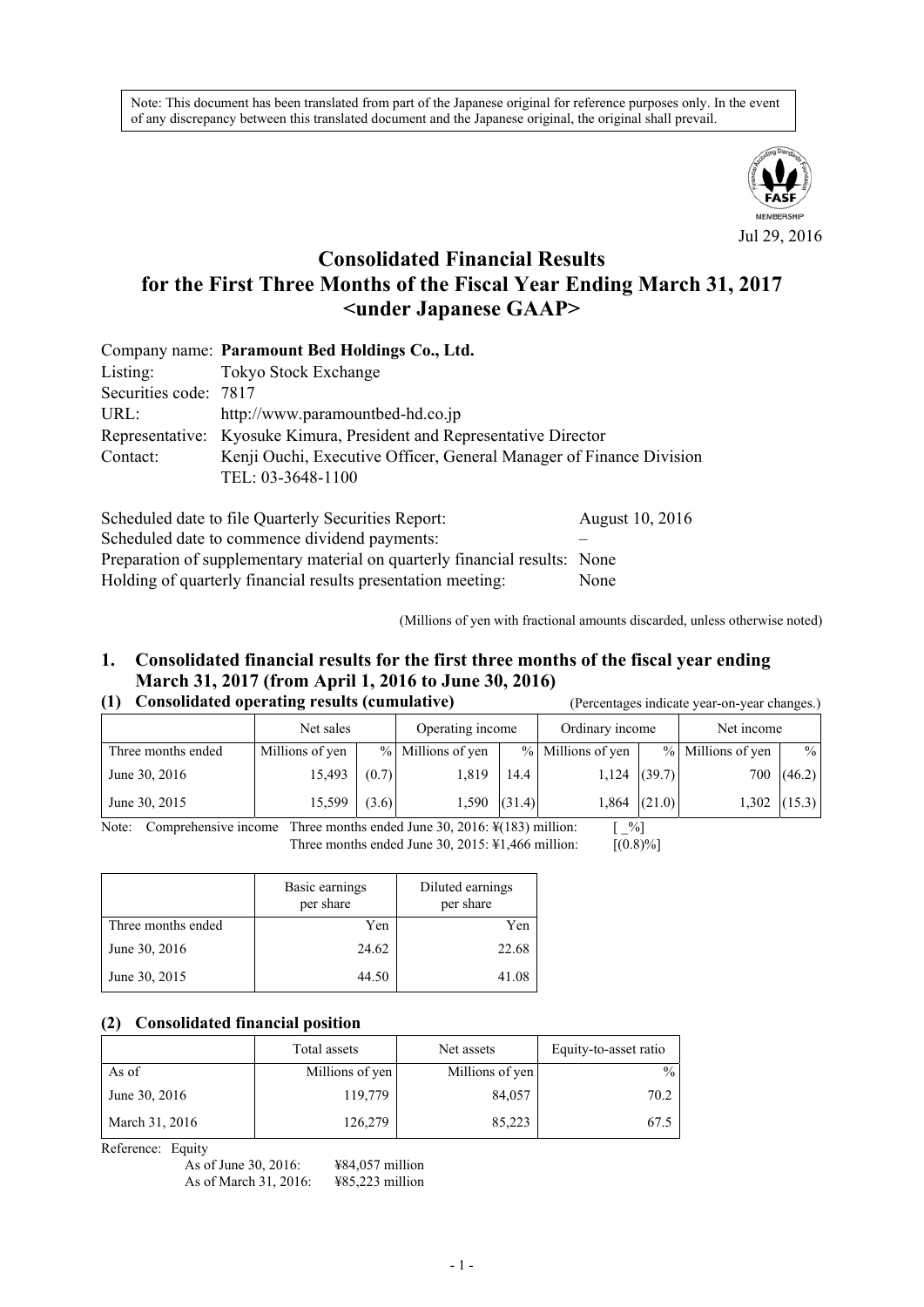Note: This document has been translated from part of the Japanese original for reference purposes only. In the event of any discrepancy between this translated document and the Japanese original, the original shall prevail.

Jul 29, 2016

# Consolidated Financial Results for the First Three Months of the Fiscal Year Ending March 31, 2017 <under Japanese GAAP>

Company name: **Paramount Bed Holdings Co., Ltd.**
Listing: Tokyo Stock Exchange
Securities code: 7817
URL: http://www.paramountbed-hd.co.jp
Representative: Kyosuke Kimura, President and Representative Director
Contact: Kenji Ouchi, Executive Officer, General Manager of Finance Division
TEL: 03-3648-1100

Scheduled date to file Quarterly Securities Report: August 10, 2016
Scheduled date to commence dividend payments: –
Preparation of supplementary material on quarterly financial results: None
Holding of quarterly financial results presentation meeting: None

(Millions of yen with fractional amounts discarded, unless otherwise noted)

## 1. Consolidated financial results for the first three months of the fiscal year ending March 31, 2017 (from April 1, 2016 to June 30, 2016)

### (1) Consolidated operating results (cumulative)

(Percentages indicate year-on-year changes.)

| | Net sales | | Operating income | | Ordinary income | | Net income | |
|---|---|---|---|---|---|---|---|---|
| Three months ended | Millions of yen | % | Millions of yen | % | Millions of yen | % | Millions of yen | % |
| June 30, 2016 | 15,493 | (0.7) | 1,819 | 14.4 | 1,124 | (39.7) | 700 | (46.2) |
| June 30, 2015 | 15,599 | (3.6) | 1,590 | (31.4) | 1,864 | (21.0) | 1,302 | (15.3) |

Note: Comprehensive income Three months ended June 30, 2016: ¥(183) million: [ _%]
Three months ended June 30, 2015: ¥1,466 million: [(0.8)%]

| | Basic earnings per share | Diluted earnings per share |
|---|---|---|
| Three months ended | Yen | Yen |
| June 30, 2016 | 24.62 | 22.68 |
| June 30, 2015 | 44.50 | 41.08 |

### (2) Consolidated financial position

| | Total assets | Net assets | Equity-to-asset ratio |
|---|---|---|---|
| As of | Millions of yen | Millions of yen | % |
| June 30, 2016 | 119,779 | 84,057 | 70.2 |
| March 31, 2016 | 126,279 | 85,223 | 67.5 |

Reference: Equity
As of June 30, 2016: ¥84,057 million
As of March 31, 2016: ¥85,223 million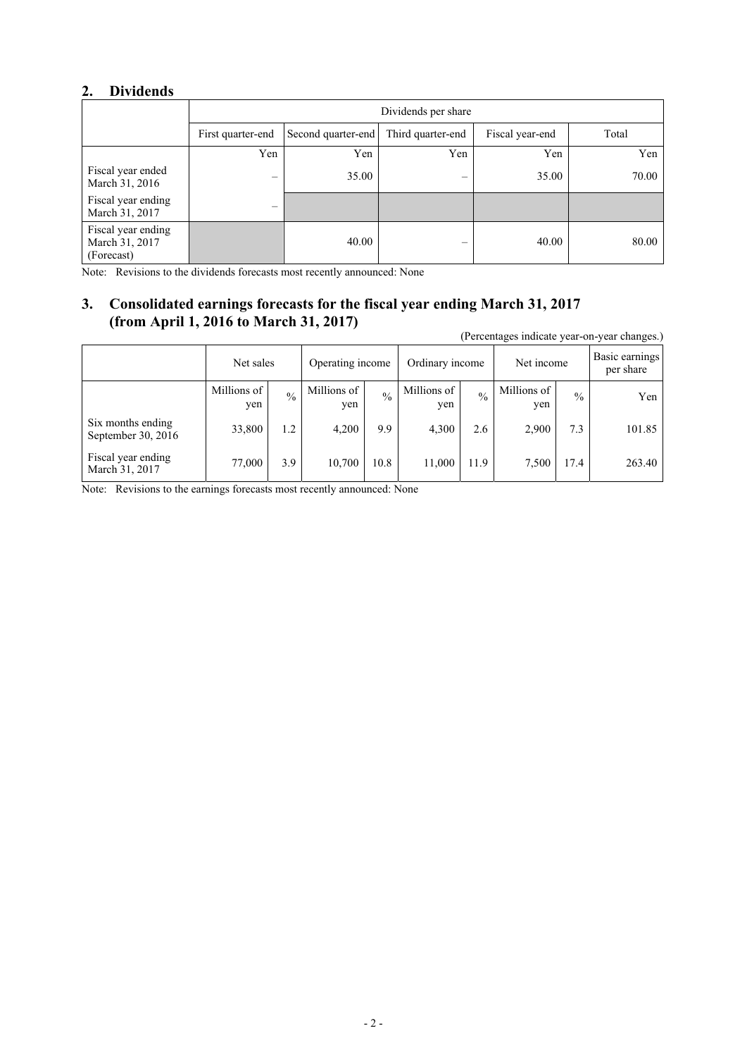## 2. Dividends

| | Dividends per share | | | | |
|---|---|---|---|---|---|
| | First quarter-end | Second quarter-end | Third quarter-end | Fiscal year-end | Total |
| | Yen | Yen | Yen | Yen | Yen |
| Fiscal year ended March 31, 2016 | – | 35.00 | – | 35.00 | 70.00 |
| Fiscal year ending March 31, 2017 | – | | | | |
| Fiscal year ending March 31, 2017 (Forecast) | | 40.00 | – | 40.00 | 80.00 |

Note: Revisions to the dividends forecasts most recently announced: None

## 3. Consolidated earnings forecasts for the fiscal year ending March 31, 2017 (from April 1, 2016 to March 31, 2017)

(Percentages indicate year-on-year changes.)

| | Net sales | | Operating income | | Ordinary income | | Net income | | Basic earnings per share |
|---|---|---|---|---|---|---|---|---|---|
| | Millions of yen | % | Millions of yen | % | Millions of yen | % | Millions of yen | % | Yen |
| Six months ending September 30, 2016 | 33,800 | 1.2 | 4,200 | 9.9 | 4,300 | 2.6 | 2,900 | 7.3 | 101.85 |
| Fiscal year ending March 31, 2017 | 77,000 | 3.9 | 10,700 | 10.8 | 11,000 | 11.9 | 7,500 | 17.4 | 263.40 |

Note: Revisions to the earnings forecasts most recently announced: None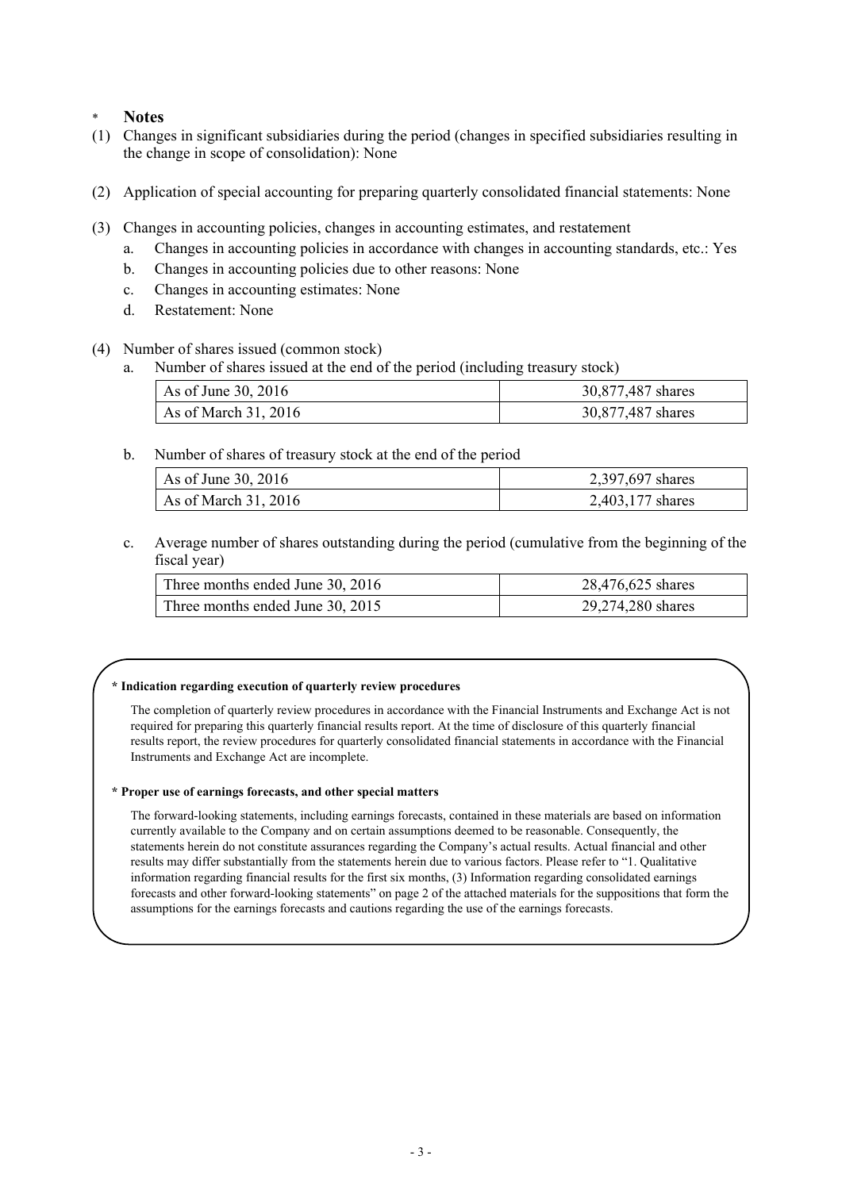## * Notes

(1) Changes in significant subsidiaries during the period (changes in specified subsidiaries resulting in the change in scope of consolidation): None

(2) Application of special accounting for preparing quarterly consolidated financial statements: None

(3) Changes in accounting policies, changes in accounting estimates, and restatement

a. Changes in accounting policies in accordance with changes in accounting standards, etc.: Yes

b. Changes in accounting policies due to other reasons: None

c. Changes in accounting estimates: None

d. Restatement: None

(4) Number of shares issued (common stock)

a. Number of shares issued at the end of the period (including treasury stock)

| | |
|---|---|
| As of June 30, 2016 | 30,877,487 shares |
| As of March 31, 2016 | 30,877,487 shares |

b. Number of shares of treasury stock at the end of the period

| | |
|---|---|
| As of June 30, 2016 | 2,397,697 shares |
| As of March 31, 2016 | 2,403,177 shares |

c. Average number of shares outstanding during the period (cumulative from the beginning of the fiscal year)

| | |
|---|---|
| Three months ended June 30, 2016 | 28,476,625 shares |
| Three months ended June 30, 2015 | 29,274,280 shares |

**\* Indication regarding execution of quarterly review procedures**

The completion of quarterly review procedures in accordance with the Financial Instruments and Exchange Act is not required for preparing this quarterly financial results report. At the time of disclosure of this quarterly financial results report, the review procedures for quarterly consolidated financial statements in accordance with the Financial Instruments and Exchange Act are incomplete.

**\* Proper use of earnings forecasts, and other special matters**

The forward-looking statements, including earnings forecasts, contained in these materials are based on information currently available to the Company and on certain assumptions deemed to be reasonable. Consequently, the statements herein do not constitute assurances regarding the Company's actual results. Actual financial and other results may differ substantially from the statements herein due to various factors. Please refer to "1. Qualitative information regarding financial results for the first six months, (3) Information regarding consolidated earnings forecasts and other forward-looking statements" on page 2 of the attached materials for the suppositions that form the assumptions for the earnings forecasts and cautions regarding the use of the earnings forecasts.